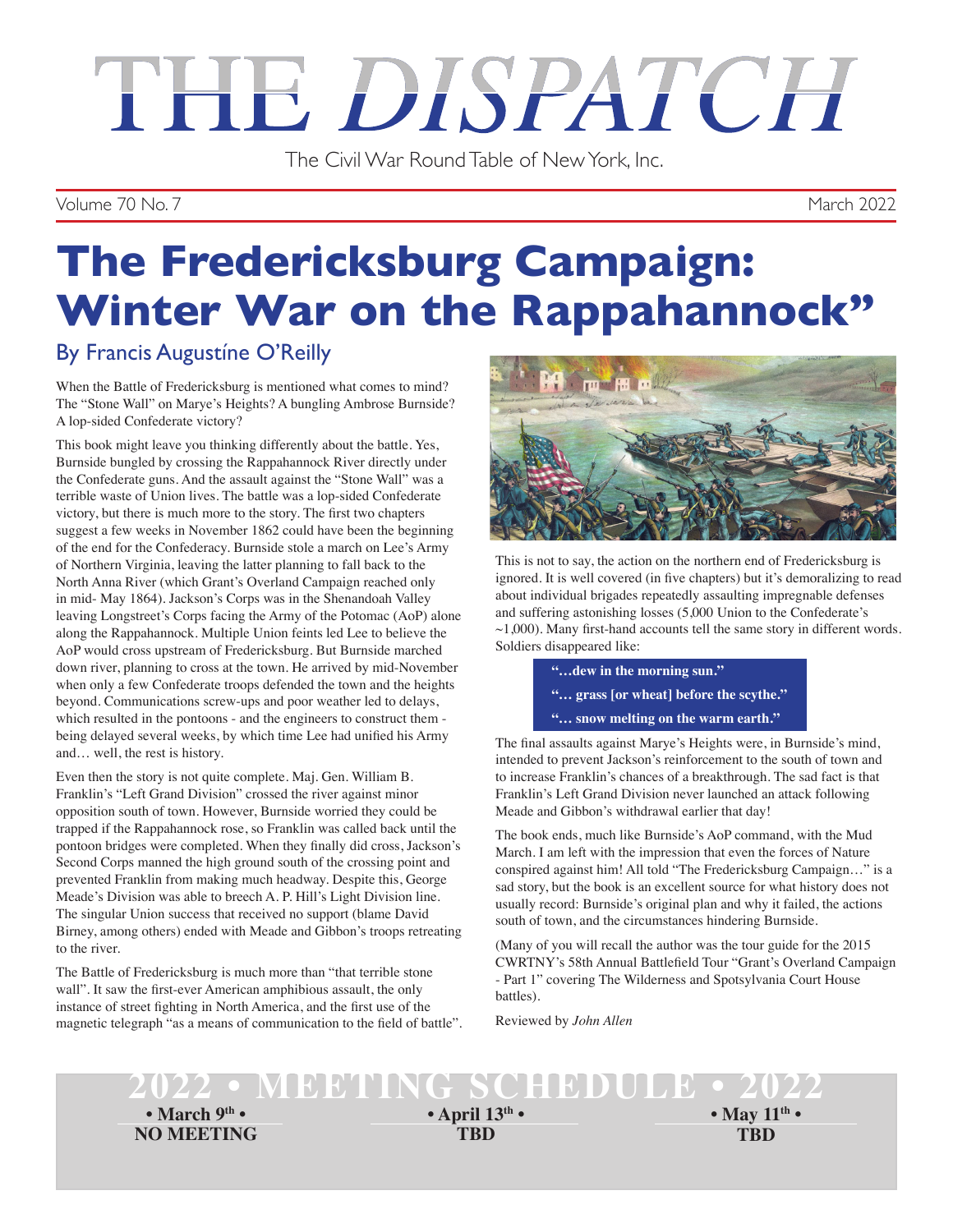# THE DISPATCH

The Civil War Round Table of New York, Inc.

Volume 70 No. 7 March 2022

# The Fredericksburg Campaign: Winter War on the Rappahannock"

## By Francis Augustíne O'Reilly

When the Battle of Fredericksburg is mentioned what comes to mind? The "Stone Wall" on Marye's Heights? A bungling Ambrose Burnside? A lop-sided Confederate victory?

This book might leave you thinking differently about the battle. Yes, Burnside bungled by crossing the Rappahannock River directly under the Confederate guns. And the assault against the "Stone Wall" was a terrible waste of Union lives. The battle was a lop-sided Confederate victory, but there is much more to the story. The first two chapters suggest a few weeks in November 1862 could have been the beginning of the end for the Confederacy. Burnside stole a march on Lee's Army of Northern Virginia, leaving the latter planning to fall back to the North Anna River (which Grant's Overland Campaign reached only in mid- May 1864). Jackson's Corps was in the Shenandoah Valley leaving Longstreet's Corps facing the Army of the Potomac (AoP) alone along the Rappahannock. Multiple Union feints led Lee to believe the AoP would cross upstream of Fredericksburg. But Burnside marched down river, planning to cross at the town. He arrived by mid-November when only a few Confederate troops defended the town and the heights beyond. Communications screw-ups and poor weather led to delays, which resulted in the pontoons - and the engineers to construct them - being delayed several weeks, by which time Lee had unified his Army and… well, the rest is history.

Even then the story is not quite complete. Maj. Gen. William B. Franklin's "Left Grand Division" crossed the river against minor opposition south of town. However, Burnside worried they could be trapped if the Rappahannock rose, so Franklin was called back until the pontoon bridges were completed. When they finally did cross, Jackson's Second Corps manned the high ground south of the crossing point and prevented Franklin from making much headway. Despite this, George Meade's Division was able to breech A. P. Hill's Light Division line. The singular Union success that received no support (blame David Birney, among others) ended with Meade and Gibbon's troops retreating to the river.

The Battle of Fredericksburg is much more than "that terrible stone wall". It saw the first-ever American amphibious assault, the only instance of street fighting in North America, and the first use of the magnetic telegraph "as a means of communication to the field of battle".

This is not to say, the action on the northern end of Fredericksburg is ignored. It is well covered (in five chapters) but it's demoralizing to read about individual brigades repeatedly assaulting impregnable defenses and suffering astonishing losses (5,000 Union to the Confederate's ~1,000). Many first-hand accounts tell the same story in different words. Soldiers disappeared like:

> **"…dew in the morning sun."**
> **"… grass [or wheat] before the scythe."**
> **"… snow melting on the warm earth."**

The final assaults against Marye's Heights were, in Burnside's mind, intended to prevent Jackson's reinforcement to the south of town and to increase Franklin's chances of a breakthrough. The sad fact is that Franklin's Left Grand Division never launched an attack following Meade and Gibbon's withdrawal earlier that day!

The book ends, much like Burnside's AoP command, with the Mud March. I am left with the impression that even the forces of Nature conspired against him! All told "The Fredericksburg Campaign…" is a sad story, but the book is an excellent source for what history does not usually record: Burnside's original plan and why it failed, the actions south of town, and the circumstances hindering Burnside.

(Many of you will recall the author was the tour guide for the 2015 CWRTNY's 58th Annual Battlefield Tour "Grant's Overland Campaign - Part 1" covering The Wilderness and Spotsylvania Court House battles).

Reviewed by *John Allen*

## 2022 • MEETING SCHEDULE • 2022

| • March 9th • | • April 13th • | • May 11th • |
|---|---|---|
| NO MEETING | TBD | TBD |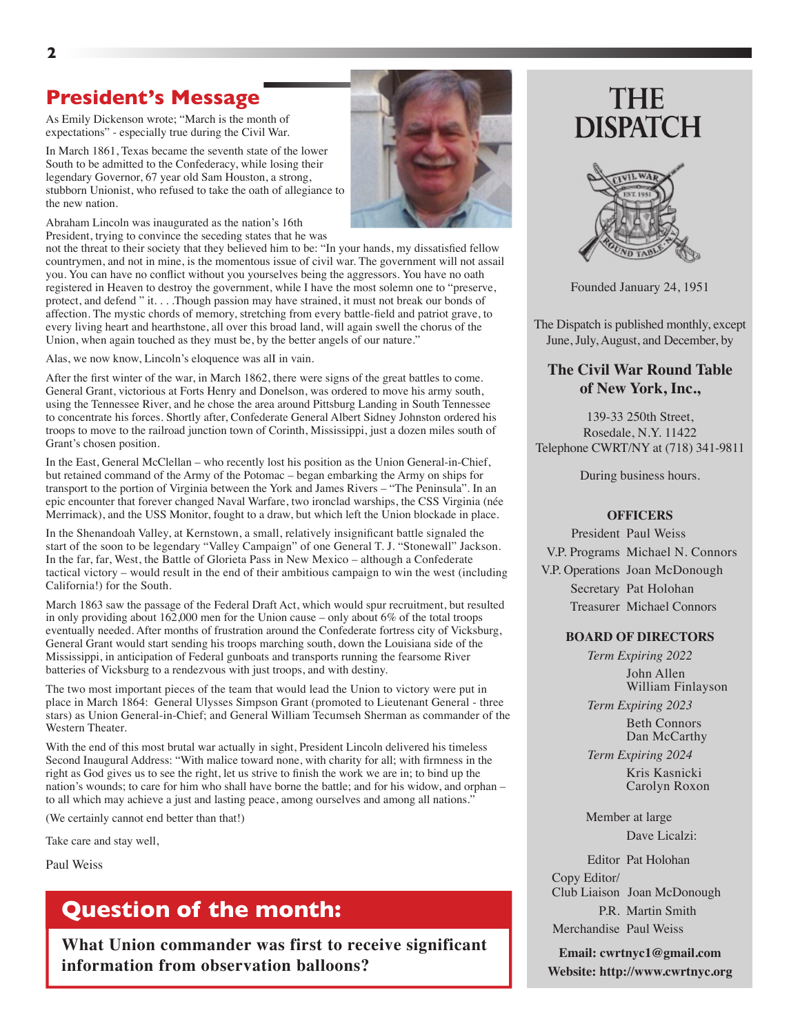## President's Message

As Emily Dickenson wrote; "March is the month of expectations" - especially true during the Civil War.

In March 1861, Texas became the seventh state of the lower South to be admitted to the Confederacy, while losing their legendary Governor, 67 year old Sam Houston, a strong, stubborn Unionist, who refused to take the oath of allegiance to the new nation.

Abraham Lincoln was inaugurated as the nation's 16th President, trying to convince the seceding states that he was not the threat to their society that they believed him to be: "In your hands, my dissatisfied fellow countrymen, and not in mine, is the momentous issue of civil war. The government will not assail you. You can have no conflict without you yourselves being the aggressors. You have no oath registered in Heaven to destroy the government, while I have the most solemn one to "preserve, protect, and defend " it. . . .Though passion may have strained, it must not break our bonds of affection. The mystic chords of memory, stretching from every battle-field and patriot grave, to every living heart and hearthstone, all over this broad land, will again swell the chorus of the Union, when again touched as they must be, by the better angels of our nature."

Alas, we now know, Lincoln's eloquence was alI in vain.

After the first winter of the war, in March 1862, there were signs of the great battles to come. General Grant, victorious at Forts Henry and Donelson, was ordered to move his army south, using the Tennessee River, and he chose the area around Pittsburg Landing in South Tennessee to concentrate his forces. Shortly after, Confederate General Albert Sidney Johnston ordered his troops to move to the railroad junction town of Corinth, Mississippi, just a dozen miles south of Grant's chosen position.

In the East, General McClellan – who recently lost his position as the Union General-in-Chief, but retained command of the Army of the Potomac – began embarking the Army on ships for transport to the portion of Virginia between the York and James Rivers – "The Peninsula". In an epic encounter that forever changed Naval Warfare, two ironclad warships, the CSS Virginia (née Merrimack), and the USS Monitor, fought to a draw, but which left the Union blockade in place.

In the Shenandoah Valley, at Kernstown, a small, relatively insignificant battle signaled the start of the soon to be legendary "Valley Campaign" of one General T. J. "Stonewall" Jackson. In the far, far, West, the Battle of Glorieta Pass in New Mexico – although a Confederate tactical victory – would result in the end of their ambitious campaign to win the west (including California!) for the South.

March 1863 saw the passage of the Federal Draft Act, which would spur recruitment, but resulted in only providing about 162,000 men for the Union cause – only about 6% of the total troops eventually needed. After months of frustration around the Confederate fortress city of Vicksburg, General Grant would start sending his troops marching south, down the Louisiana side of the Mississippi, in anticipation of Federal gunboats and transports running the fearsome River batteries of Vicksburg to a rendezvous with just troops, and with destiny.

The two most important pieces of the team that would lead the Union to victory were put in place in March 1864: General Ulysses Simpson Grant (promoted to Lieutenant General - three stars) as Union General-in-Chief; and General William Tecumseh Sherman as commander of the Western Theater.

With the end of this most brutal war actually in sight, President Lincoln delivered his timeless Second Inaugural Address: "With malice toward none, with charity for all; with firmness in the right as God gives us to see the right, let us strive to finish the work we are in; to bind up the nation's wounds; to care for him who shall have borne the battle; and for his widow, and orphan – to all which may achieve a just and lasting peace, among ourselves and among all nations."

(We certainly cannot end better than that!)

Take care and stay well,

Paul Weiss

## Question of the month:

**What Union commander was first to receive significant information from observation balloons?**

# THE DISPATCH

Founded January 24, 1951

The Dispatch is published monthly, except June, July, August, and December, by

**The Civil War Round Table of New York, Inc.,**

139-33 250th Street,
Rosedale, N.Y. 11422
Telephone CWRT/NY at (718) 341-9811

During business hours.

**OFFICERS**

President Paul Weiss
V.P. Programs Michael N. Connors
V.P. Operations Joan McDonough
Secretary Pat Holohan
Treasurer Michael Connors

**BOARD OF DIRECTORS**

*Term Expiring 2022*
John Allen
William Finlayson

*Term Expiring 2023*
Beth Connors
Dan McCarthy

*Term Expiring 2024*
Kris Kasnicki
Carolyn Roxon

Member at large
Dave Licalzi:

Editor Pat Holohan
Copy Editor/ Club Liaison Joan McDonough
P.R. Martin Smith
Merchandise Paul Weiss

**Email: cwrtnyc1@gmail.com**
**Website: http://www.cwrtnyc.org**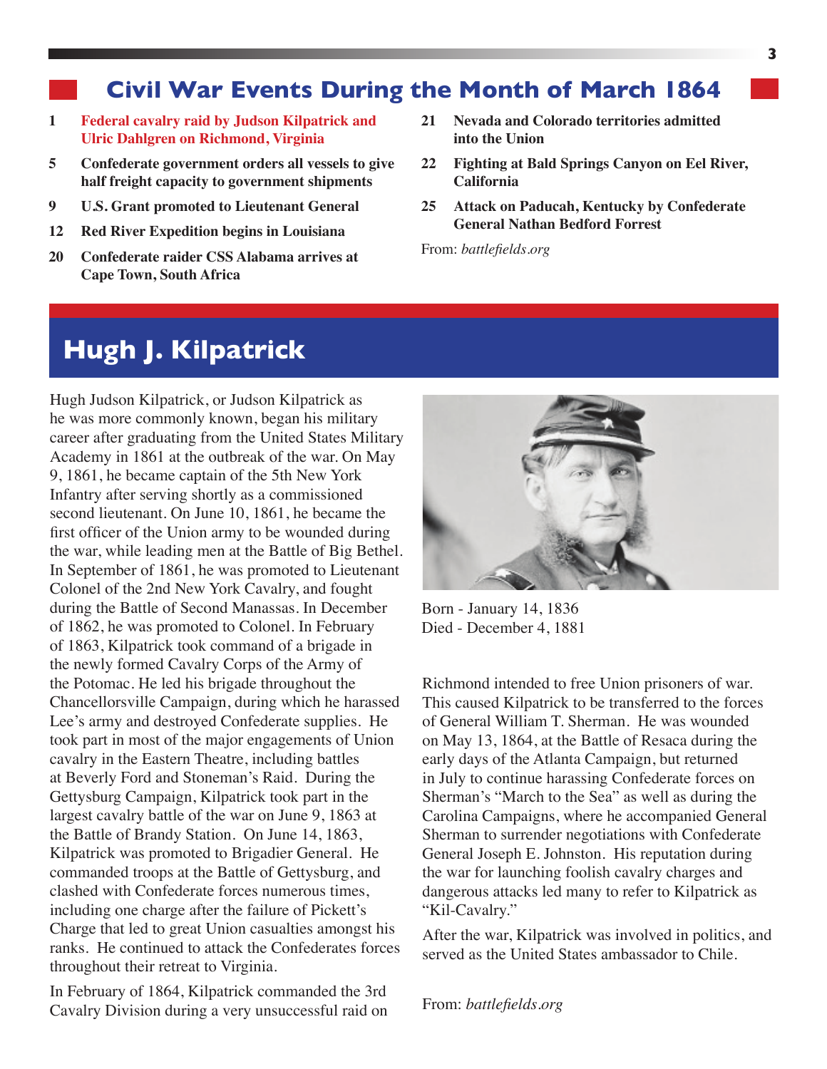## Civil War Events During the Month of March 1864

- **1** **Federal cavalry raid by Judson Kilpatrick and Ulric Dahlgren on Richmond, Virginia**
- **5** **Confederate government orders all vessels to give half freight capacity to government shipments**
- **9** **U.S. Grant promoted to Lieutenant General**
- **12** **Red River Expedition begins in Louisiana**
- **20** **Confederate raider CSS Alabama arrives at Cape Town, South Africa**
- **21** **Nevada and Colorado territories admitted into the Union**
- **22** **Fighting at Bald Springs Canyon on Eel River, California**
- **25** **Attack on Paducah, Kentucky by Confederate General Nathan Bedford Forrest**

From: *battlefields.org*

## Hugh J. Kilpatrick

Born - January 14, 1836
Died - December 4, 1881

Hugh Judson Kilpatrick, or Judson Kilpatrick as he was more commonly known, began his military career after graduating from the United States Military Academy in 1861 at the outbreak of the war. On May 9, 1861, he became captain of the 5th New York Infantry after serving shortly as a commissioned second lieutenant. On June 10, 1861, he became the first officer of the Union army to be wounded during the war, while leading men at the Battle of Big Bethel. In September of 1861, he was promoted to Lieutenant Colonel of the 2nd New York Cavalry, and fought during the Battle of Second Manassas. In December of 1862, he was promoted to Colonel. In February of 1863, Kilpatrick took command of a brigade in the newly formed Cavalry Corps of the Army of the Potomac. He led his brigade throughout the Chancellorsville Campaign, during which he harassed Lee's army and destroyed Confederate supplies. He took part in most of the major engagements of Union cavalry in the Eastern Theatre, including battles at Beverly Ford and Stoneman's Raid. During the Gettysburg Campaign, Kilpatrick took part in the largest cavalry battle of the war on June 9, 1863 at the Battle of Brandy Station. On June 14, 1863, Kilpatrick was promoted to Brigadier General. He commanded troops at the Battle of Gettysburg, and clashed with Confederate forces numerous times, including one charge after the failure of Pickett's Charge that led to great Union casualties amongst his ranks. He continued to attack the Confederates forces throughout their retreat to Virginia.

In February of 1864, Kilpatrick commanded the 3rd Cavalry Division during a very unsuccessful raid on Richmond intended to free Union prisoners of war. This caused Kilpatrick to be transferred to the forces of General William T. Sherman. He was wounded on May 13, 1864, at the Battle of Resaca during the early days of the Atlanta Campaign, but returned in July to continue harassing Confederate forces on Sherman's "March to the Sea" as well as during the Carolina Campaigns, where he accompanied General Sherman to surrender negotiations with Confederate General Joseph E. Johnston. His reputation during the war for launching foolish cavalry charges and dangerous attacks led many to refer to Kilpatrick as "Kil-Cavalry."

After the war, Kilpatrick was involved in politics, and served as the United States ambassador to Chile.

From: *battlefields.org*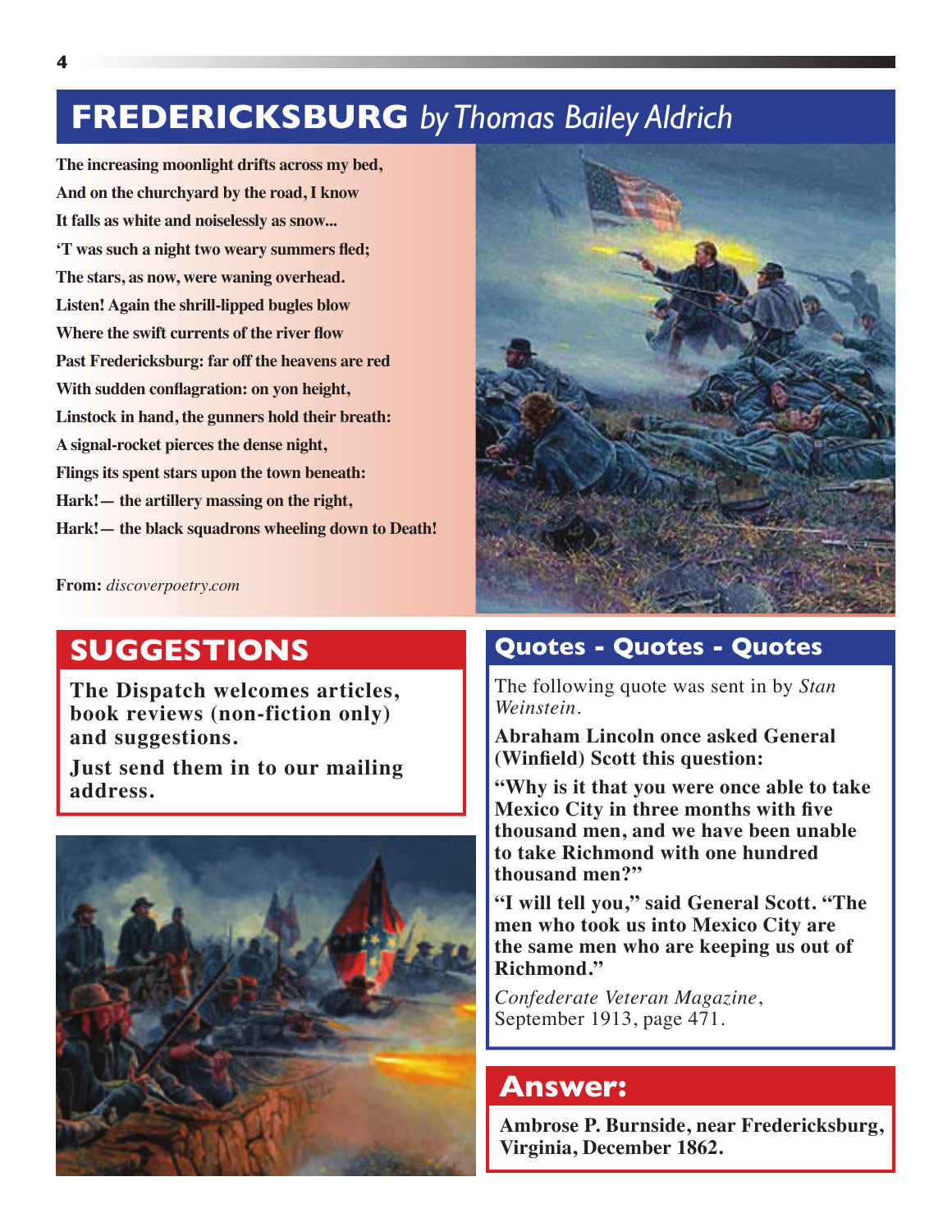# FREDERICKSBURG *by Thomas Bailey Aldrich*

**The increasing moonlight drifts across my bed,**
**And on the churchyard by the road, I know**
**It falls as white and noiselessly as snow...**
**'T was such a night two weary summers fled;**
**The stars, as now, were waning overhead.**
**Listen! Again the shrill-lipped bugles blow**
**Where the swift currents of the river flow**
**Past Fredericksburg: far off the heavens are red**
**With sudden conflagration: on yon height,**
**Linstock in hand, the gunners hold their breath:**
**A signal-rocket pierces the dense night,**
**Flings its spent stars upon the town beneath:**
**Hark!— the artillery massing on the right,**
**Hark!— the black squadrons wheeling down to Death!**

**From:** *discoverpoetry.com*

## SUGGESTIONS

**The Dispatch welcomes articles, book reviews (non-fiction only) and suggestions.**

**Just send them in to our mailing address.**

## Quotes - Quotes - Quotes

The following quote was sent in by *Stan Weinstein*.

**Abraham Lincoln once asked General (Winfield) Scott this question:**

**"Why is it that you were once able to take Mexico City in three months with five thousand men, and we have been unable to take Richmond with one hundred thousand men?"**

**"I will tell you," said General Scott. "The men who took us into Mexico City are the same men who are keeping us out of Richmond."**

*Confederate Veteran Magazine*, September 1913, page 471.

## Answer:

**Ambrose P. Burnside, near Fredericksburg, Virginia, December 1862.**